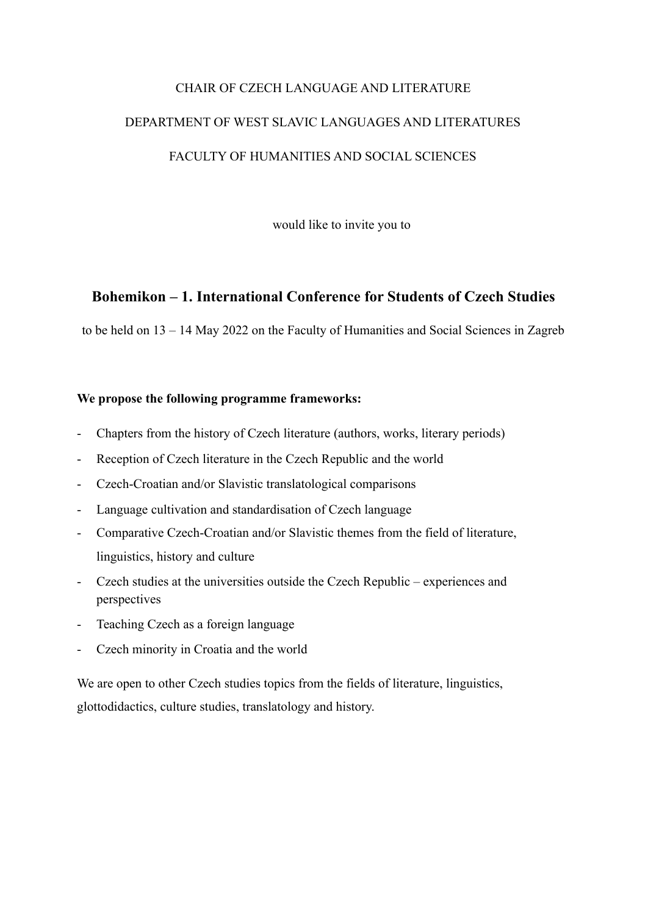CHAIR OF CZECH LANGUAGE AND LITERATURE

DEPARTMENT OF WEST SLAVIC LANGUAGES AND LITERATURES

FACULTY OF HUMANITIES AND SOCIAL SCIENCES

would like to invite you to

## Bohemikon – 1. International Conference for Students of Czech Studies

to be held on 13 – 14 May 2022 on the Faculty of Humanities and Social Sciences in Zagreb

**We propose the following programme frameworks:**

- Chapters from the history of Czech literature (authors, works, literary periods)
- Reception of Czech literature in the Czech Republic and the world
- Czech-Croatian and/or Slavistic translatological comparisons
- Language cultivation and standardisation of Czech language
- Comparative Czech-Croatian and/or Slavistic themes from the field of literature, linguistics, history and culture
- Czech studies at the universities outside the Czech Republic – experiences and perspectives
- Teaching Czech as a foreign language
- Czech minority in Croatia and the world

We are open to other Czech studies topics from the fields of literature, linguistics, glottodidactics, culture studies, translatology and history.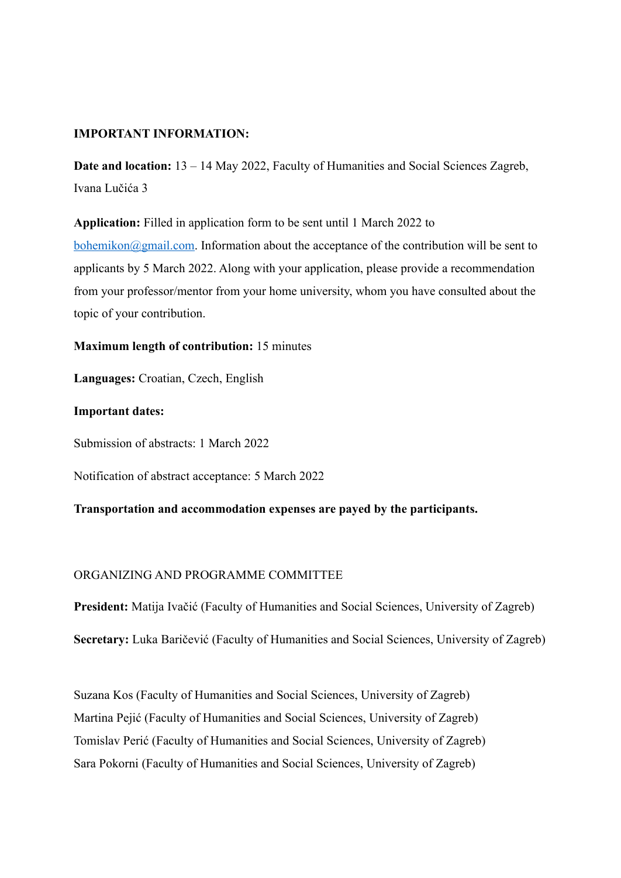**IMPORTANT INFORMATION:**

**Date and location:** 13 – 14 May 2022, Faculty of Humanities and Social Sciences Zagreb, Ivana Lučića 3

**Application:** Filled in application form to be sent until 1 March 2022 to [bohemikon@gmail.com](mailto:bohemikon@gmail.com). Information about the acceptance of the contribution will be sent to applicants by 5 March 2022. Along with your application, please provide a recommendation from your professor/mentor from your home university, whom you have consulted about the topic of your contribution.

**Maximum length of contribution:** 15 minutes

**Languages:** Croatian, Czech, English

**Important dates:**

Submission of abstracts: 1 March 2022

Notification of abstract acceptance: 5 March 2022

**Transportation and accommodation expenses are payed by the participants.**

ORGANIZING AND PROGRAMME COMMITTEE

**President:** Matija Ivačić (Faculty of Humanities and Social Sciences, University of Zagreb)

**Secretary:** Luka Baričević (Faculty of Humanities and Social Sciences, University of Zagreb)

Suzana Kos (Faculty of Humanities and Social Sciences, University of Zagreb)
Martina Pejić (Faculty of Humanities and Social Sciences, University of Zagreb)
Tomislav Perić (Faculty of Humanities and Social Sciences, University of Zagreb)
Sara Pokorni (Faculty of Humanities and Social Sciences, University of Zagreb)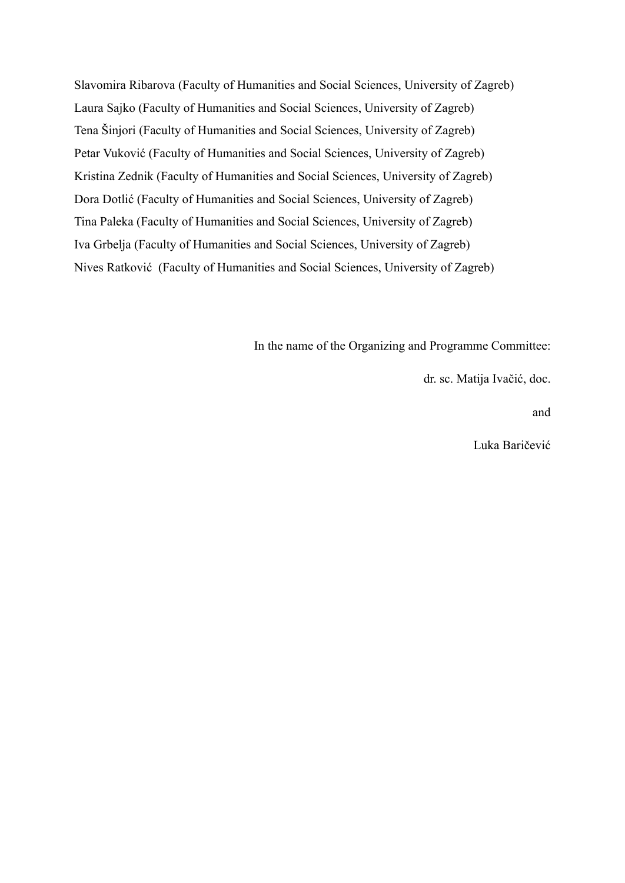Slavomira Ribarova (Faculty of Humanities and Social Sciences, University of Zagreb)
Laura Sajko (Faculty of Humanities and Social Sciences, University of Zagreb)
Tena Šinjori (Faculty of Humanities and Social Sciences, University of Zagreb)
Petar Vuković (Faculty of Humanities and Social Sciences, University of Zagreb)
Kristina Zednik (Faculty of Humanities and Social Sciences, University of Zagreb)
Dora Dotlić (Faculty of Humanities and Social Sciences, University of Zagreb)
Tina Paleka (Faculty of Humanities and Social Sciences, University of Zagreb)
Iva Grbelja (Faculty of Humanities and Social Sciences, University of Zagreb)
Nives Ratković (Faculty of Humanities and Social Sciences, University of Zagreb)

In the name of the Organizing and Programme Committee:

dr. sc. Matija Ivačić, doc.

and

Luka Baričević